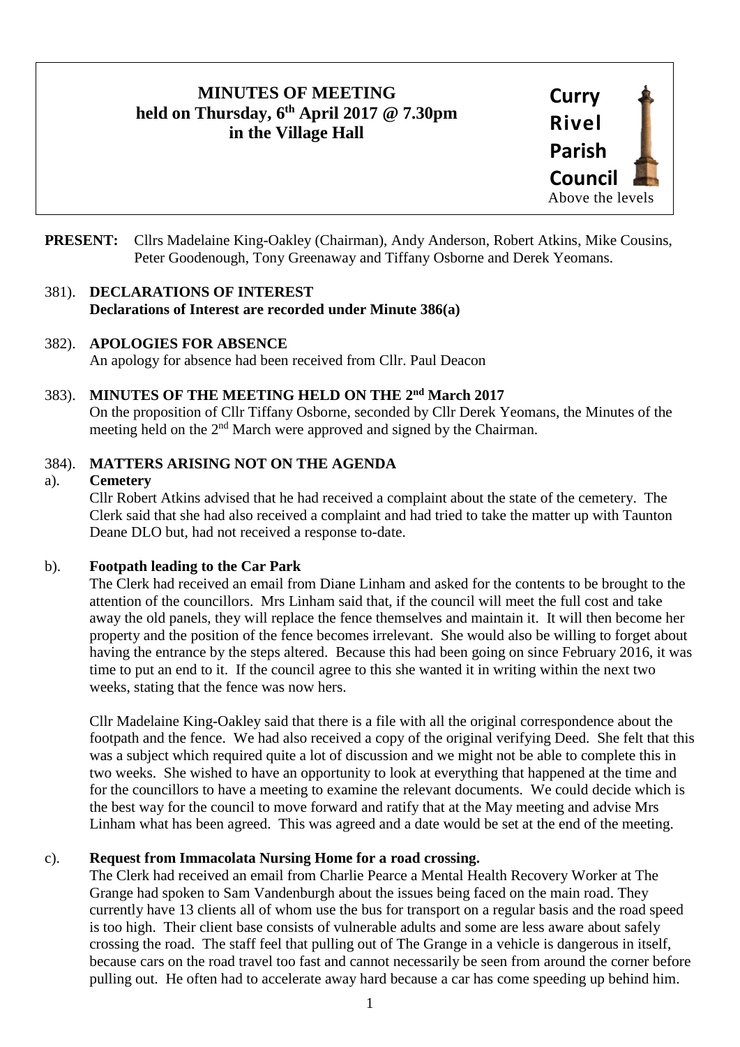# MINUTES OF MEETING
## held on Thursday, 6th April 2017 @ 7.30pm
## in the Village Hall

**Curry Rivel Parish Council**
Above the levels

**PRESENT:** Cllrs Madelaine King-Oakley (Chairman), Andy Anderson, Robert Atkins, Mike Cousins, Peter Goodenough, Tony Greenaway and Tiffany Osborne and Derek Yeomans.

381). **DECLARATIONS OF INTEREST**
**Declarations of Interest are recorded under Minute 386(a)**

382). **APOLOGIES FOR ABSENCE**
An apology for absence had been received from Cllr. Paul Deacon

383). **MINUTES OF THE MEETING HELD ON THE 2nd March 2017**
On the proposition of Cllr Tiffany Osborne, seconded by Cllr Derek Yeomans, the Minutes of the meeting held on the 2nd March were approved and signed by the Chairman.

384). **MATTERS ARISING NOT ON THE AGENDA**

a). **Cemetery**
Cllr Robert Atkins advised that he had received a complaint about the state of the cemetery. The Clerk said that she had also received a complaint and had tried to take the matter up with Taunton Deane DLO but, had not received a response to-date.

b). **Footpath leading to the Car Park**
The Clerk had received an email from Diane Linham and asked for the contents to be brought to the attention of the councillors. Mrs Linham said that, if the council will meet the full cost and take away the old panels, they will replace the fence themselves and maintain it. It will then become her property and the position of the fence becomes irrelevant. She would also be willing to forget about having the entrance by the steps altered. Because this had been going on since February 2016, it was time to put an end to it. If the council agree to this she wanted it in writing within the next two weeks, stating that the fence was now hers.

Cllr Madelaine King-Oakley said that there is a file with all the original correspondence about the footpath and the fence. We had also received a copy of the original verifying Deed. She felt that this was a subject which required quite a lot of discussion and we might not be able to complete this in two weeks. She wished to have an opportunity to look at everything that happened at the time and for the councillors to have a meeting to examine the relevant documents. We could decide which is the best way for the council to move forward and ratify that at the May meeting and advise Mrs Linham what has been agreed. This was agreed and a date would be set at the end of the meeting.

c). **Request from Immacolata Nursing Home for a road crossing.**
The Clerk had received an email from Charlie Pearce a Mental Health Recovery Worker at The Grange had spoken to Sam Vandenburgh about the issues being faced on the main road. They currently have 13 clients all of whom use the bus for transport on a regular basis and the road speed is too high. Their client base consists of vulnerable adults and some are less aware about safely crossing the road. The staff feel that pulling out of The Grange in a vehicle is dangerous in itself, because cars on the road travel too fast and cannot necessarily be seen from around the corner before pulling out. He often had to accelerate away hard because a car has come speeding up behind him.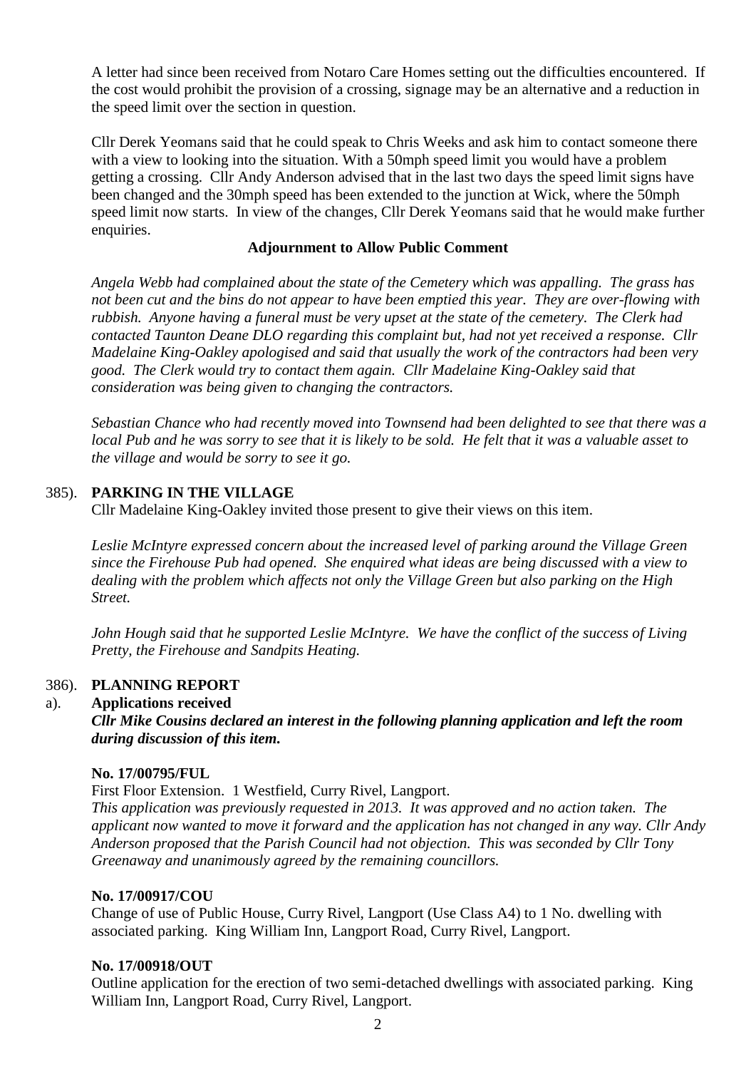A letter had since been received from Notaro Care Homes setting out the difficulties encountered. If the cost would prohibit the provision of a crossing, signage may be an alternative and a reduction in the speed limit over the section in question.

Cllr Derek Yeomans said that he could speak to Chris Weeks and ask him to contact someone there with a view to looking into the situation. With a 50mph speed limit you would have a problem getting a crossing. Cllr Andy Anderson advised that in the last two days the speed limit signs have been changed and the 30mph speed has been extended to the junction at Wick, where the 50mph speed limit now starts. In view of the changes, Cllr Derek Yeomans said that he would make further enquiries.

**Adjournment to Allow Public Comment**

*Angela Webb had complained about the state of the Cemetery which was appalling. The grass has not been cut and the bins do not appear to have been emptied this year. They are over-flowing with rubbish. Anyone having a funeral must be very upset at the state of the cemetery. The Clerk had contacted Taunton Deane DLO regarding this complaint but, had not yet received a response. Cllr Madelaine King-Oakley apologised and said that usually the work of the contractors had been very good. The Clerk would try to contact them again. Cllr Madelaine King-Oakley said that consideration was being given to changing the contractors.*

*Sebastian Chance who had recently moved into Townsend had been delighted to see that there was a local Pub and he was sorry to see that it is likely to be sold. He felt that it was a valuable asset to the village and would be sorry to see it go.*

385). **PARKING IN THE VILLAGE**

Cllr Madelaine King-Oakley invited those present to give their views on this item.

*Leslie McIntyre expressed concern about the increased level of parking around the Village Green since the Firehouse Pub had opened. She enquired what ideas are being discussed with a view to dealing with the problem which affects not only the Village Green but also parking on the High Street.*

*John Hough said that he supported Leslie McIntyre. We have the conflict of the success of Living Pretty, the Firehouse and Sandpits Heating.*

386). **PLANNING REPORT**

a). **Applications received**

***Cllr Mike Cousins declared an interest in the following planning application and left the room during discussion of this item.***

**No. 17/00795/FUL**

First Floor Extension. 1 Westfield, Curry Rivel, Langport.

*This application was previously requested in 2013. It was approved and no action taken. The applicant now wanted to move it forward and the application has not changed in any way. Cllr Andy Anderson proposed that the Parish Council had not objection. This was seconded by Cllr Tony Greenaway and unanimously agreed by the remaining councillors.*

**No. 17/00917/COU**

Change of use of Public House, Curry Rivel, Langport (Use Class A4) to 1 No. dwelling with associated parking. King William Inn, Langport Road, Curry Rivel, Langport.

**No. 17/00918/OUT**

Outline application for the erection of two semi-detached dwellings with associated parking. King William Inn, Langport Road, Curry Rivel, Langport.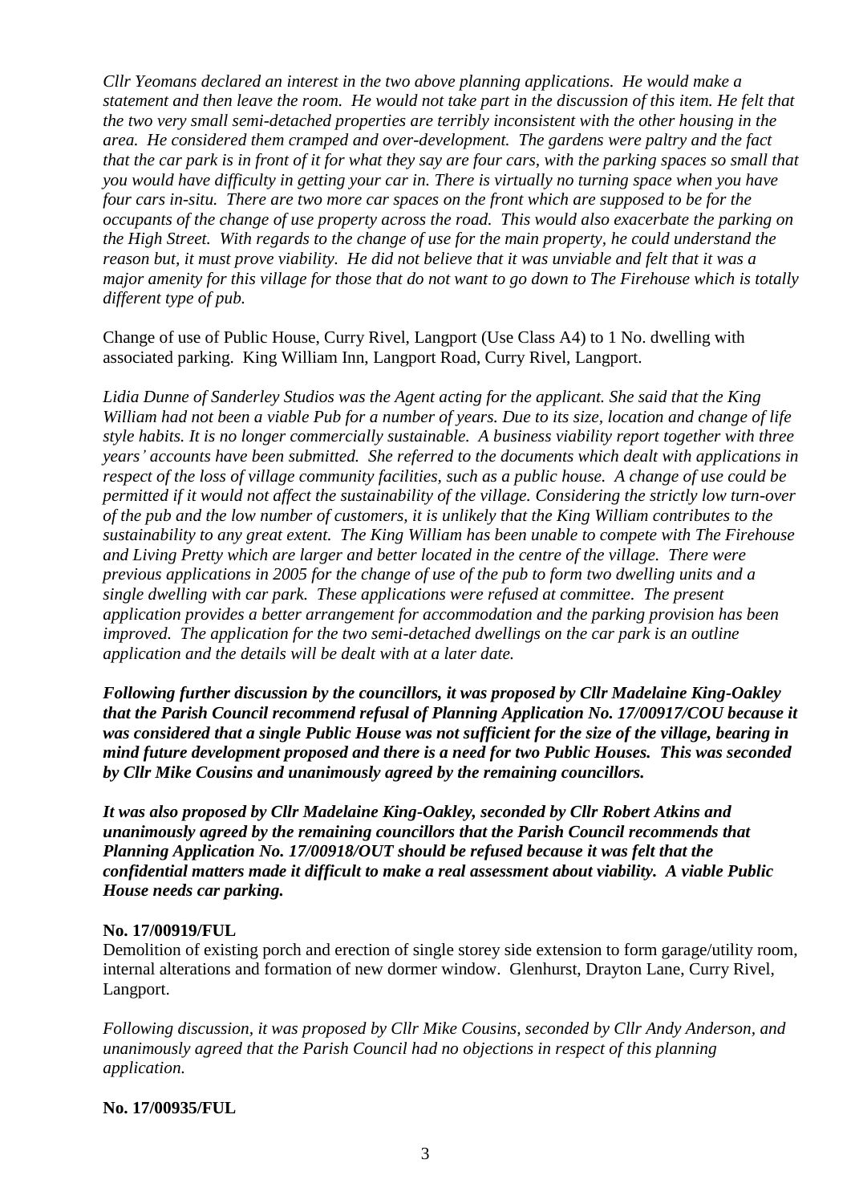*Cllr Yeomans declared an interest in the two above planning applications. He would make a statement and then leave the room. He would not take part in the discussion of this item. He felt that the two very small semi-detached properties are terribly inconsistent with the other housing in the area. He considered them cramped and over-development. The gardens were paltry and the fact that the car park is in front of it for what they say are four cars, with the parking spaces so small that you would have difficulty in getting your car in. There is virtually no turning space when you have four cars in-situ. There are two more car spaces on the front which are supposed to be for the occupants of the change of use property across the road. This would also exacerbate the parking on the High Street. With regards to the change of use for the main property, he could understand the reason but, it must prove viability. He did not believe that it was unviable and felt that it was a major amenity for this village for those that do not want to go down to The Firehouse which is totally different type of pub.*

Change of use of Public House, Curry Rivel, Langport (Use Class A4) to 1 No. dwelling with associated parking. King William Inn, Langport Road, Curry Rivel, Langport.

*Lidia Dunne of Sanderley Studios was the Agent acting for the applicant. She said that the King William had not been a viable Pub for a number of years. Due to its size, location and change of life style habits. It is no longer commercially sustainable. A business viability report together with three years' accounts have been submitted. She referred to the documents which dealt with applications in respect of the loss of village community facilities, such as a public house. A change of use could be permitted if it would not affect the sustainability of the village. Considering the strictly low turn-over of the pub and the low number of customers, it is unlikely that the King William contributes to the sustainability to any great extent. The King William has been unable to compete with The Firehouse and Living Pretty which are larger and better located in the centre of the village. There were previous applications in 2005 for the change of use of the pub to form two dwelling units and a single dwelling with car park. These applications were refused at committee. The present application provides a better arrangement for accommodation and the parking provision has been improved. The application for the two semi-detached dwellings on the car park is an outline application and the details will be dealt with at a later date.*

***Following further discussion by the councillors, it was proposed by Cllr Madelaine King-Oakley that the Parish Council recommend refusal of Planning Application No. 17/00917/COU because it was considered that a single Public House was not sufficient for the size of the village, bearing in mind future development proposed and there is a need for two Public Houses. This was seconded by Cllr Mike Cousins and unanimously agreed by the remaining councillors.***

***It was also proposed by Cllr Madelaine King-Oakley, seconded by Cllr Robert Atkins and unanimously agreed by the remaining councillors that the Parish Council recommends that Planning Application No. 17/00918/OUT should be refused because it was felt that the confidential matters made it difficult to make a real assessment about viability. A viable Public House needs car parking.***

**No. 17/00919/FUL**

Demolition of existing porch and erection of single storey side extension to form garage/utility room, internal alterations and formation of new dormer window. Glenhurst, Drayton Lane, Curry Rivel, Langport.

*Following discussion, it was proposed by Cllr Mike Cousins, seconded by Cllr Andy Anderson, and unanimously agreed that the Parish Council had no objections in respect of this planning application.*

**No. 17/00935/FUL**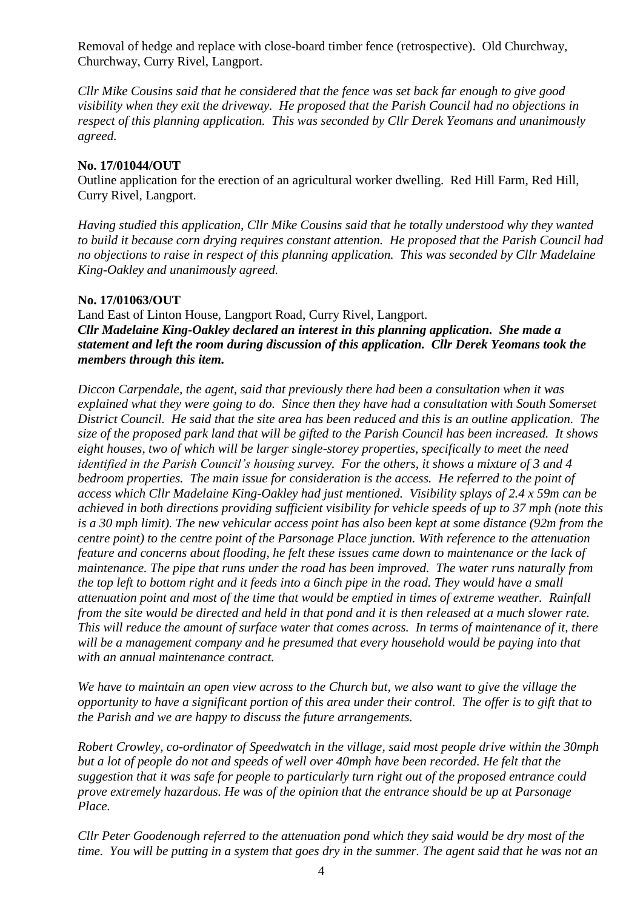Removal of hedge and replace with close-board timber fence (retrospective). Old Churchway, Churchway, Curry Rivel, Langport.

*Cllr Mike Cousins said that he considered that the fence was set back far enough to give good visibility when they exit the driveway. He proposed that the Parish Council had no objections in respect of this planning application. This was seconded by Cllr Derek Yeomans and unanimously agreed.*

**No. 17/01044/OUT**

Outline application for the erection of an agricultural worker dwelling. Red Hill Farm, Red Hill, Curry Rivel, Langport.

*Having studied this application, Cllr Mike Cousins said that he totally understood why they wanted to build it because corn drying requires constant attention. He proposed that the Parish Council had no objections to raise in respect of this planning application. This was seconded by Cllr Madelaine King-Oakley and unanimously agreed.*

**No. 17/01063/OUT**

Land East of Linton House, Langport Road, Curry Rivel, Langport.
***Cllr Madelaine King-Oakley declared an interest in this planning application. She made a statement and left the room during discussion of this application. Cllr Derek Yeomans took the members through this item.***

*Diccon Carpendale, the agent, said that previously there had been a consultation when it was explained what they were going to do. Since then they have had a consultation with South Somerset District Council. He said that the site area has been reduced and this is an outline application. The size of the proposed park land that will be gifted to the Parish Council has been increased. It shows eight houses, two of which will be larger single-storey properties, specifically to meet the need identified in the Parish Council's housing survey. For the others, it shows a mixture of 3 and 4 bedroom properties. The main issue for consideration is the access. He referred to the point of access which Cllr Madelaine King-Oakley had just mentioned. Visibility splays of 2.4 x 59m can be achieved in both directions providing sufficient visibility for vehicle speeds of up to 37 mph (note this is a 30 mph limit). The new vehicular access point has also been kept at some distance (92m from the centre point) to the centre point of the Parsonage Place junction. With reference to the attenuation feature and concerns about flooding, he felt these issues came down to maintenance or the lack of maintenance. The pipe that runs under the road has been improved. The water runs naturally from the top left to bottom right and it feeds into a 6inch pipe in the road. They would have a small attenuation point and most of the time that would be emptied in times of extreme weather. Rainfall from the site would be directed and held in that pond and it is then released at a much slower rate. This will reduce the amount of surface water that comes across. In terms of maintenance of it, there will be a management company and he presumed that every household would be paying into that with an annual maintenance contract.*

*We have to maintain an open view across to the Church but, we also want to give the village the opportunity to have a significant portion of this area under their control. The offer is to gift that to the Parish and we are happy to discuss the future arrangements.*

*Robert Crowley, co-ordinator of Speedwatch in the village, said most people drive within the 30mph but a lot of people do not and speeds of well over 40mph have been recorded. He felt that the suggestion that it was safe for people to particularly turn right out of the proposed entrance could prove extremely hazardous. He was of the opinion that the entrance should be up at Parsonage Place.*

*Cllr Peter Goodenough referred to the attenuation pond which they said would be dry most of the time. You will be putting in a system that goes dry in the summer. The agent said that he was not an*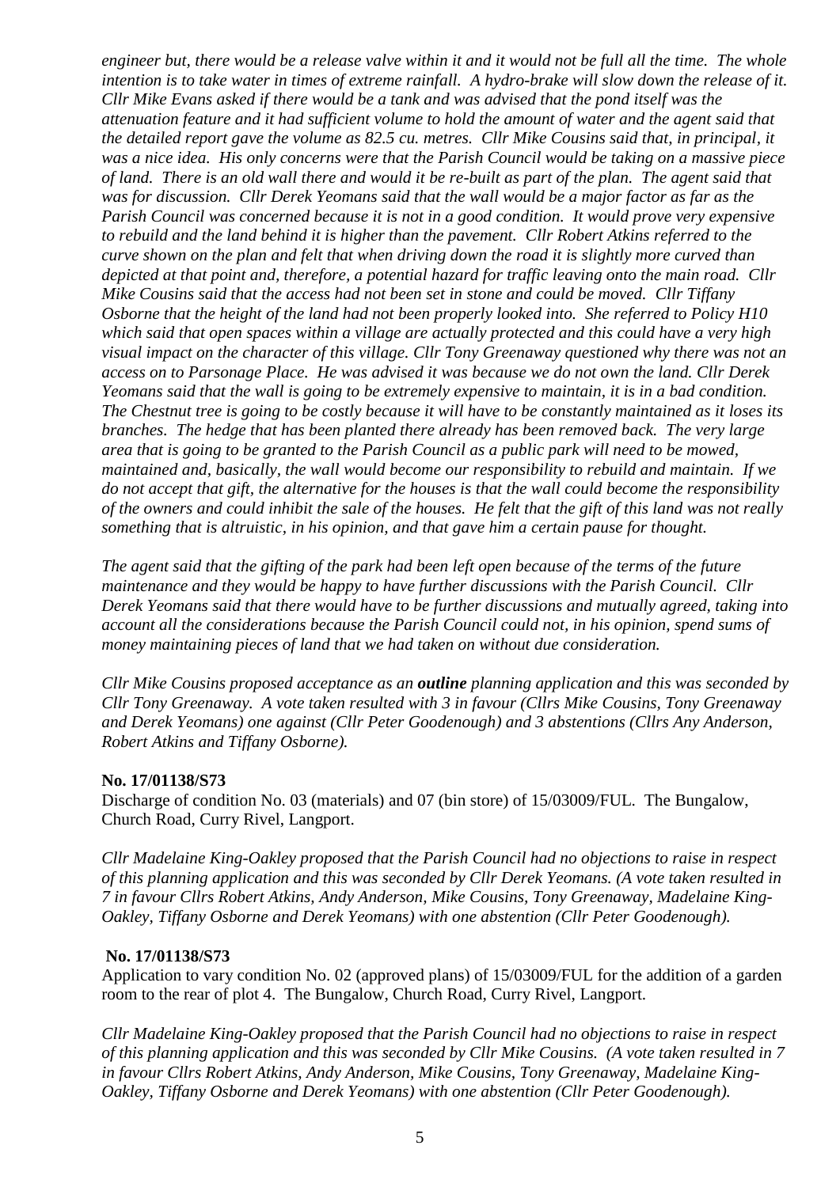*engineer but, there would be a release valve within it and it would not be full all the time. The whole intention is to take water in times of extreme rainfall. A hydro-brake will slow down the release of it. Cllr Mike Evans asked if there would be a tank and was advised that the pond itself was the attenuation feature and it had sufficient volume to hold the amount of water and the agent said that the detailed report gave the volume as 82.5 cu. metres. Cllr Mike Cousins said that, in principal, it was a nice idea. His only concerns were that the Parish Council would be taking on a massive piece of land. There is an old wall there and would it be re-built as part of the plan. The agent said that was for discussion. Cllr Derek Yeomans said that the wall would be a major factor as far as the Parish Council was concerned because it is not in a good condition. It would prove very expensive to rebuild and the land behind it is higher than the pavement. Cllr Robert Atkins referred to the curve shown on the plan and felt that when driving down the road it is slightly more curved than depicted at that point and, therefore, a potential hazard for traffic leaving onto the main road. Cllr Mike Cousins said that the access had not been set in stone and could be moved. Cllr Tiffany Osborne that the height of the land had not been properly looked into. She referred to Policy H10 which said that open spaces within a village are actually protected and this could have a very high visual impact on the character of this village. Cllr Tony Greenaway questioned why there was not an access on to Parsonage Place. He was advised it was because we do not own the land. Cllr Derek Yeomans said that the wall is going to be extremely expensive to maintain, it is in a bad condition. The Chestnut tree is going to be costly because it will have to be constantly maintained as it loses its branches. The hedge that has been planted there already has been removed back. The very large area that is going to be granted to the Parish Council as a public park will need to be mowed, maintained and, basically, the wall would become our responsibility to rebuild and maintain. If we do not accept that gift, the alternative for the houses is that the wall could become the responsibility of the owners and could inhibit the sale of the houses. He felt that the gift of this land was not really something that is altruistic, in his opinion, and that gave him a certain pause for thought.*

*The agent said that the gifting of the park had been left open because of the terms of the future maintenance and they would be happy to have further discussions with the Parish Council. Cllr Derek Yeomans said that there would have to be further discussions and mutually agreed, taking into account all the considerations because the Parish Council could not, in his opinion, spend sums of money maintaining pieces of land that we had taken on without due consideration.*

*Cllr Mike Cousins proposed acceptance as an* ***outline*** *planning application and this was seconded by Cllr Tony Greenaway. A vote taken resulted with 3 in favour (Cllrs Mike Cousins, Tony Greenaway and Derek Yeomans) one against (Cllr Peter Goodenough) and 3 abstentions (Cllrs Any Anderson, Robert Atkins and Tiffany Osborne).*

**No. 17/01138/S73**

Discharge of condition No. 03 (materials) and 07 (bin store) of 15/03009/FUL. The Bungalow, Church Road, Curry Rivel, Langport.

*Cllr Madelaine King-Oakley proposed that the Parish Council had no objections to raise in respect of this planning application and this was seconded by Cllr Derek Yeomans. (A vote taken resulted in 7 in favour Cllrs Robert Atkins, Andy Anderson, Mike Cousins, Tony Greenaway, Madelaine King-Oakley, Tiffany Osborne and Derek Yeomans) with one abstention (Cllr Peter Goodenough).*

**No. 17/01138/S73**

Application to vary condition No. 02 (approved plans) of 15/03009/FUL for the addition of a garden room to the rear of plot 4. The Bungalow, Church Road, Curry Rivel, Langport.

*Cllr Madelaine King-Oakley proposed that the Parish Council had no objections to raise in respect of this planning application and this was seconded by Cllr Mike Cousins. (A vote taken resulted in 7 in favour Cllrs Robert Atkins, Andy Anderson, Mike Cousins, Tony Greenaway, Madelaine King-Oakley, Tiffany Osborne and Derek Yeomans) with one abstention (Cllr Peter Goodenough).*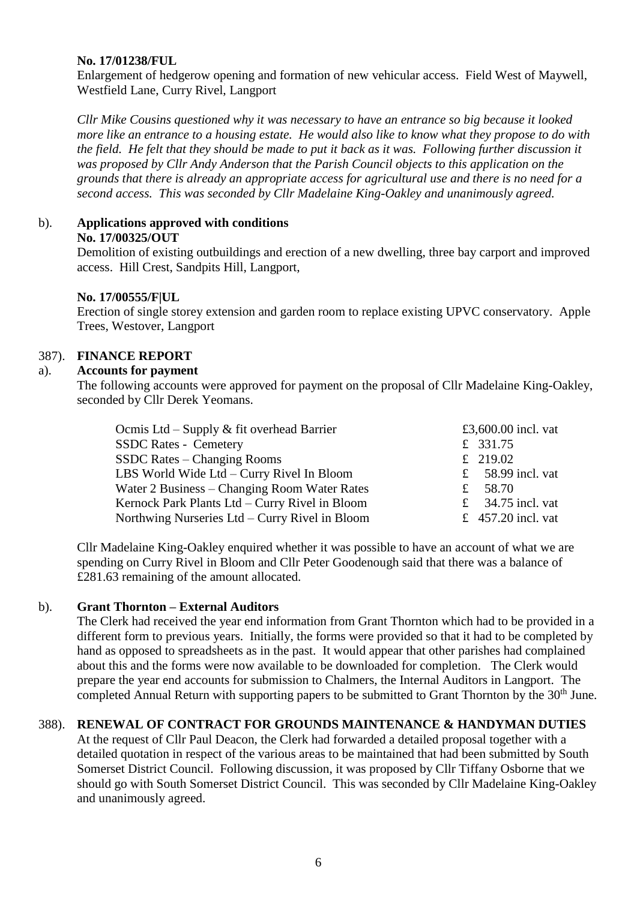**No. 17/01238/FUL**
Enlargement of hedgerow opening and formation of new vehicular access. Field West of Maywell, Westfield Lane, Curry Rivel, Langport

*Cllr Mike Cousins questioned why it was necessary to have an entrance so big because it looked more like an entrance to a housing estate. He would also like to know what they propose to do with the field. He felt that they should be made to put it back as it was. Following further discussion it was proposed by Cllr Andy Anderson that the Parish Council objects to this application on the grounds that there is already an appropriate access for agricultural use and there is no need for a second access. This was seconded by Cllr Madelaine King-Oakley and unanimously agreed.*

b). **Applications approved with conditions**

**No. 17/00325/OUT**
Demolition of existing outbuildings and erection of a new dwelling, three bay carport and improved access. Hill Crest, Sandpits Hill, Langport,

**No. 17/00555/F|UL**
Erection of single storey extension and garden room to replace existing UPVC conservatory. Apple Trees, Westover, Langport

## 387). FINANCE REPORT

a). **Accounts for payment**

The following accounts were approved for payment on the proposal of Cllr Madelaine King-Oakley, seconded by Cllr Derek Yeomans.

| | |
|---|---|
| Ocmis Ltd – Supply & fit overhead Barrier | £3,600.00 incl. vat |
| SSDC Rates - Cemetery | £ 331.75 |
| SSDC Rates – Changing Rooms | £ 219.02 |
| LBS World Wide Ltd – Curry Rivel In Bloom | £ 58.99 incl. vat |
| Water 2 Business – Changing Room Water Rates | £ 58.70 |
| Kernock Park Plants Ltd – Curry Rivel in Bloom | £ 34.75 incl. vat |
| Northwing Nurseries Ltd – Curry Rivel in Bloom | £ 457.20 incl. vat |

Cllr Madelaine King-Oakley enquired whether it was possible to have an account of what we are spending on Curry Rivel in Bloom and Cllr Peter Goodenough said that there was a balance of £281.63 remaining of the amount allocated.

b). **Grant Thornton – External Auditors**

The Clerk had received the year end information from Grant Thornton which had to be provided in a different form to previous years. Initially, the forms were provided so that it had to be completed by hand as opposed to spreadsheets as in the past. It would appear that other parishes had complained about this and the forms were now available to be downloaded for completion. The Clerk would prepare the year end accounts for submission to Chalmers, the Internal Auditors in Langport. The completed Annual Return with supporting papers to be submitted to Grant Thornton by the 30th June.

## 388). RENEWAL OF CONTRACT FOR GROUNDS MAINTENANCE & HANDYMAN DUTIES

At the request of Cllr Paul Deacon, the Clerk had forwarded a detailed proposal together with a detailed quotation in respect of the various areas to be maintained that had been submitted by South Somerset District Council. Following discussion, it was proposed by Cllr Tiffany Osborne that we should go with South Somerset District Council. This was seconded by Cllr Madelaine King-Oakley and unanimously agreed.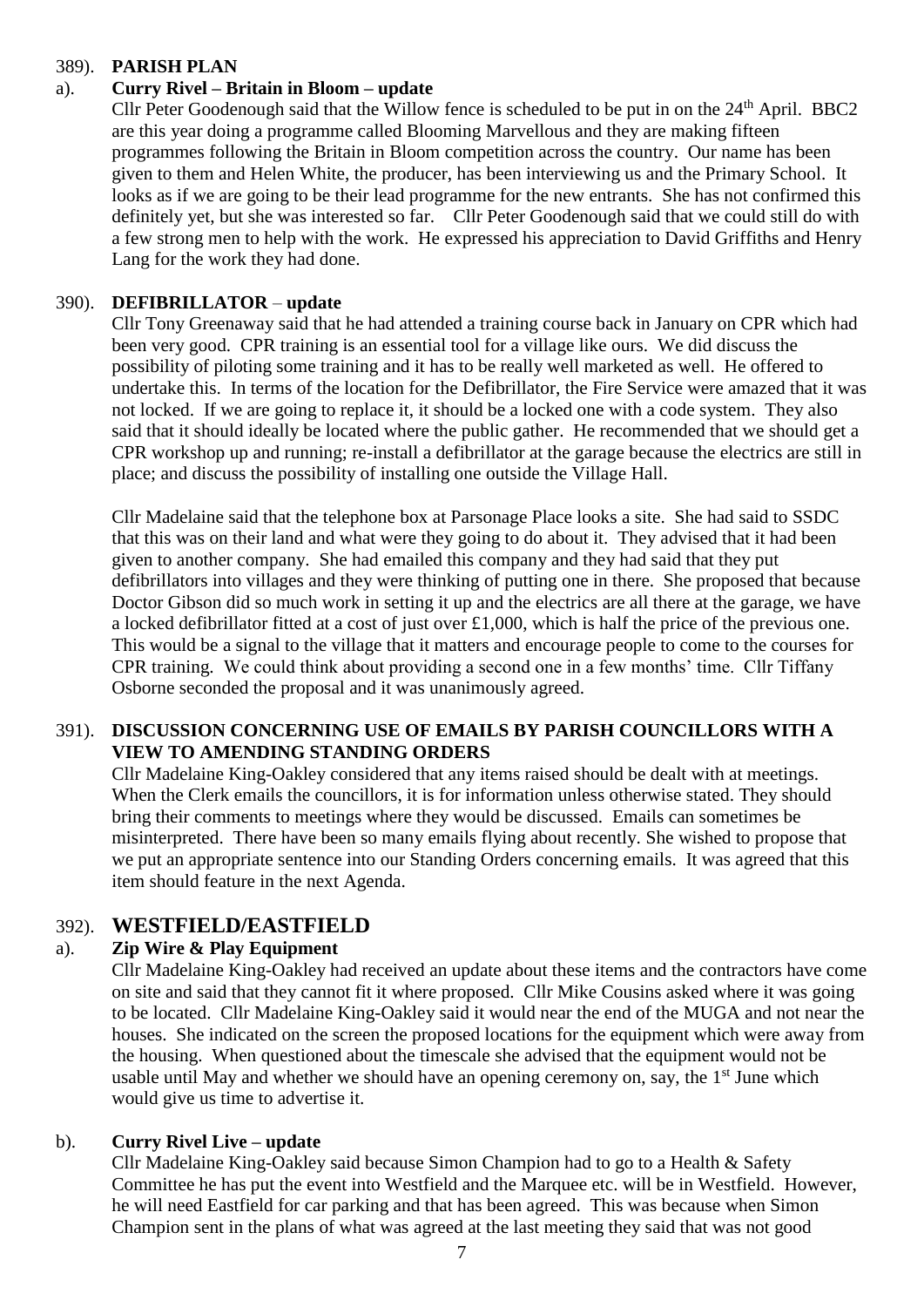## 389). PARISH PLAN

### a). Curry Rivel – Britain in Bloom – update

Cllr Peter Goodenough said that the Willow fence is scheduled to be put in on the 24th April. BBC2 are this year doing a programme called Blooming Marvellous and they are making fifteen programmes following the Britain in Bloom competition across the country. Our name has been given to them and Helen White, the producer, has been interviewing us and the Primary School. It looks as if we are going to be their lead programme for the new entrants. She has not confirmed this definitely yet, but she was interested so far. Cllr Peter Goodenough said that we could still do with a few strong men to help with the work. He expressed his appreciation to David Griffiths and Henry Lang for the work they had done.

## 390). DEFIBRILLATOR – update

Cllr Tony Greenaway said that he had attended a training course back in January on CPR which had been very good. CPR training is an essential tool for a village like ours. We did discuss the possibility of piloting some training and it has to be really well marketed as well. He offered to undertake this. In terms of the location for the Defibrillator, the Fire Service were amazed that it was not locked. If we are going to replace it, it should be a locked one with a code system. They also said that it should ideally be located where the public gather. He recommended that we should get a CPR workshop up and running; re-install a defibrillator at the garage because the electrics are still in place; and discuss the possibility of installing one outside the Village Hall.

Cllr Madelaine said that the telephone box at Parsonage Place looks a site. She had said to SSDC that this was on their land and what were they going to do about it. They advised that it had been given to another company. She had emailed this company and they had said that they put defibrillators into villages and they were thinking of putting one in there. She proposed that because Doctor Gibson did so much work in setting it up and the electrics are all there at the garage, we have a locked defibrillator fitted at a cost of just over £1,000, which is half the price of the previous one. This would be a signal to the village that it matters and encourage people to come to the courses for CPR training. We could think about providing a second one in a few months' time. Cllr Tiffany Osborne seconded the proposal and it was unanimously agreed.

## 391). DISCUSSION CONCERNING USE OF EMAILS BY PARISH COUNCILLORS WITH A VIEW TO AMENDING STANDING ORDERS

Cllr Madelaine King-Oakley considered that any items raised should be dealt with at meetings. When the Clerk emails the councillors, it is for information unless otherwise stated. They should bring their comments to meetings where they would be discussed. Emails can sometimes be misinterpreted. There have been so many emails flying about recently. She wished to propose that we put an appropriate sentence into our Standing Orders concerning emails. It was agreed that this item should feature in the next Agenda.

## 392). WESTFIELD/EASTFIELD

### a). Zip Wire & Play Equipment

Cllr Madelaine King-Oakley had received an update about these items and the contractors have come on site and said that they cannot fit it where proposed. Cllr Mike Cousins asked where it was going to be located. Cllr Madelaine King-Oakley said it would near the end of the MUGA and not near the houses. She indicated on the screen the proposed locations for the equipment which were away from the housing. When questioned about the timescale she advised that the equipment would not be usable until May and whether we should have an opening ceremony on, say, the 1st June which would give us time to advertise it.

### b). Curry Rivel Live – update

Cllr Madelaine King-Oakley said because Simon Champion had to go to a Health & Safety Committee he has put the event into Westfield and the Marquee etc. will be in Westfield. However, he will need Eastfield for car parking and that has been agreed. This was because when Simon Champion sent in the plans of what was agreed at the last meeting they said that was not good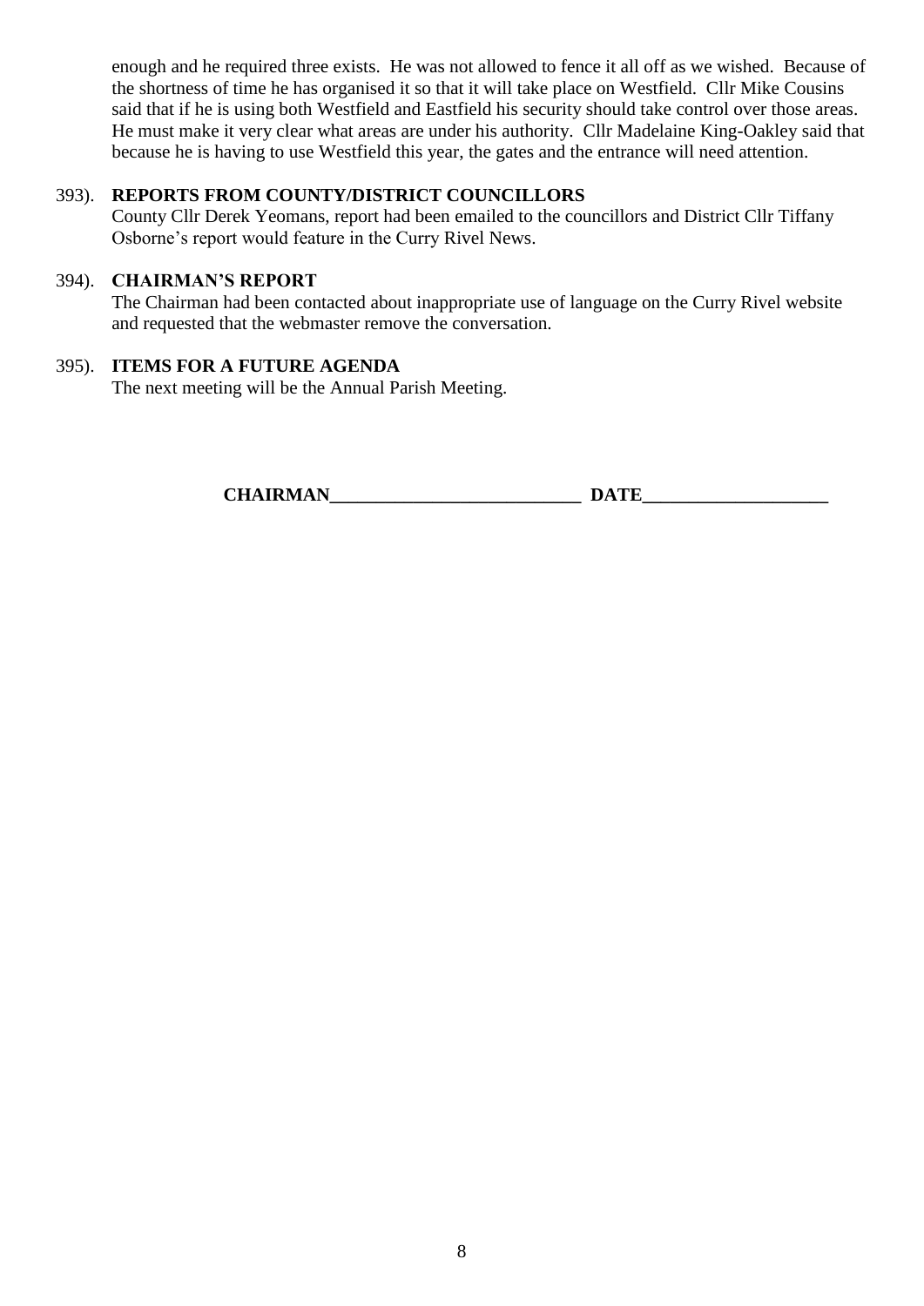enough and he required three exists. He was not allowed to fence it all off as we wished. Because of the shortness of time he has organised it so that it will take place on Westfield. Cllr Mike Cousins said that if he is using both Westfield and Eastfield his security should take control over those areas. He must make it very clear what areas are under his authority. Cllr Madelaine King-Oakley said that because he is having to use Westfield this year, the gates and the entrance will need attention.

393). **REPORTS FROM COUNTY/DISTRICT COUNCILLORS**

County Cllr Derek Yeomans, report had been emailed to the councillors and District Cllr Tiffany Osborne's report would feature in the Curry Rivel News.

394). **CHAIRMAN'S REPORT**

The Chairman had been contacted about inappropriate use of language on the Curry Rivel website and requested that the webmaster remove the conversation.

395). **ITEMS FOR A FUTURE AGENDA**

The next meeting will be the Annual Parish Meeting.

**CHAIRMAN___________________________ DATE___________________**